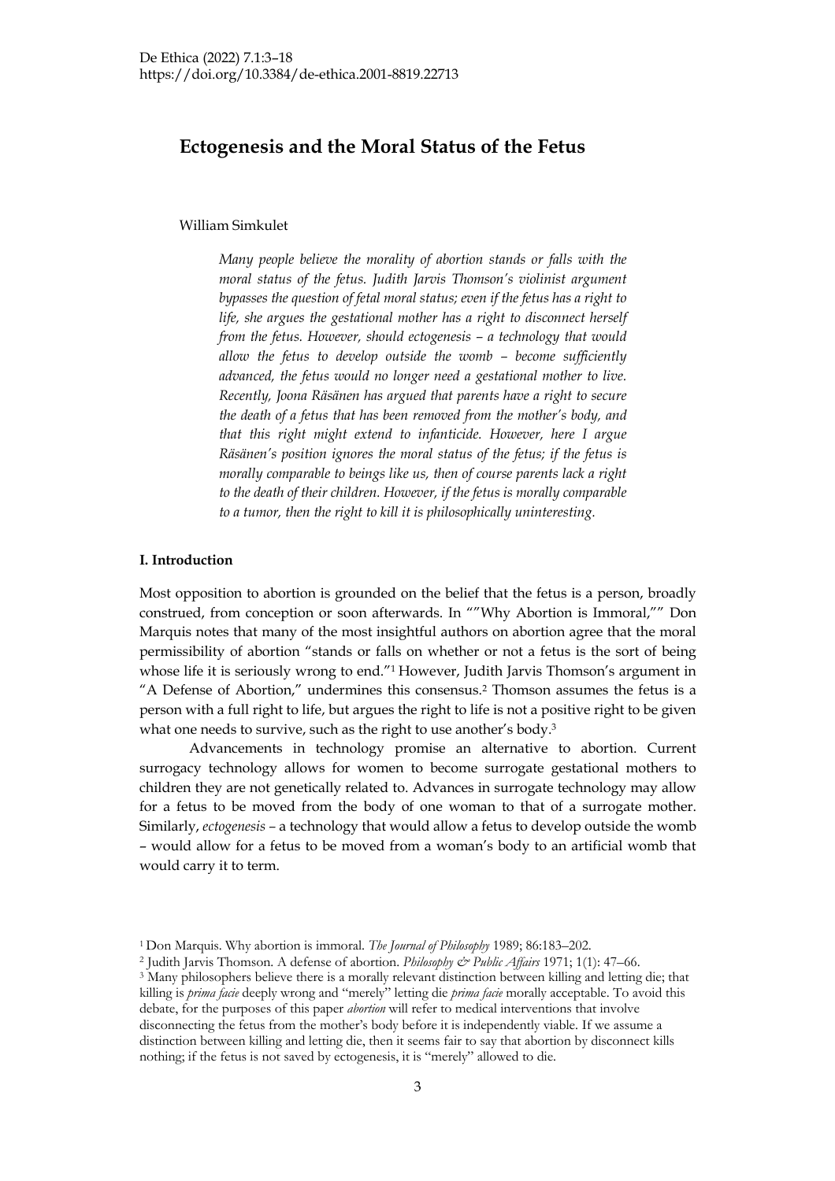# Ectogenesis and the Moral Status of the Fetus

William Simkulet

*Many people believe the morality of abortion stands or falls with the moral status of the fetus. Judith Jarvis Thomson's violinist argument bypasses the question of fetal moral status; even if the fetus has a right to life, she argues the gestational mother has a right to disconnect herself from the fetus. However, should ectogenesis – a technology that would allow the fetus to develop outside the womb – become sufficiently advanced, the fetus would no longer need a gestational mother to live. Recently, Joona Räsänen has argued that parents have a right to secure the death of a fetus that has been removed from the mother's body, and that this right might extend to infanticide. However, here I argue Räsänen's position ignores the moral status of the fetus; if the fetus is morally comparable to beings like us, then of course parents lack a right to the death of their children. However, if the fetus is morally comparable to a tumor, then the right to kill it is philosophically uninteresting.*

## I. Introduction

Most opposition to abortion is grounded on the belief that the fetus is a person, broadly construed, from conception or soon afterwards. In ""Why Abortion is Immoral,"" Don Marquis notes that many of the most insightful authors on abortion agree that the moral permissibility of abortion "stands or falls on whether or not a fetus is the sort of being whose life it is seriously wrong to end."[1] However, Judith Jarvis Thomson's argument in "A Defense of Abortion," undermines this consensus.[2] Thomson assumes the fetus is a person with a full right to life, but argues the right to life is not a positive right to be given what one needs to survive, such as the right to use another's body.[3]

Advancements in technology promise an alternative to abortion. Current surrogacy technology allows for women to become surrogate gestational mothers to children they are not genetically related to. Advances in surrogate technology may allow for a fetus to be moved from the body of one woman to that of a surrogate mother. Similarly, *ectogenesis* – a technology that would allow a fetus to develop outside the womb – would allow for a fetus to be moved from a woman's body to an artificial womb that would carry it to term.

---

[1] Don Marquis. Why abortion is immoral. *The Journal of Philosophy* 1989; 86:183–202.

[2] Judith Jarvis Thomson. A defense of abortion. *Philosophy & Public Affairs* 1971; 1(1): 47–66.

[3] Many philosophers believe there is a morally relevant distinction between killing and letting die; that killing is *prima facie* deeply wrong and "merely" letting die *prima facie* morally acceptable. To avoid this debate, for the purposes of this paper *abortion* will refer to medical interventions that involve disconnecting the fetus from the mother's body before it is independently viable. If we assume a distinction between killing and letting die, then it seems fair to say that abortion by disconnect kills nothing; if the fetus is not saved by ectogenesis, it is "merely" allowed to die.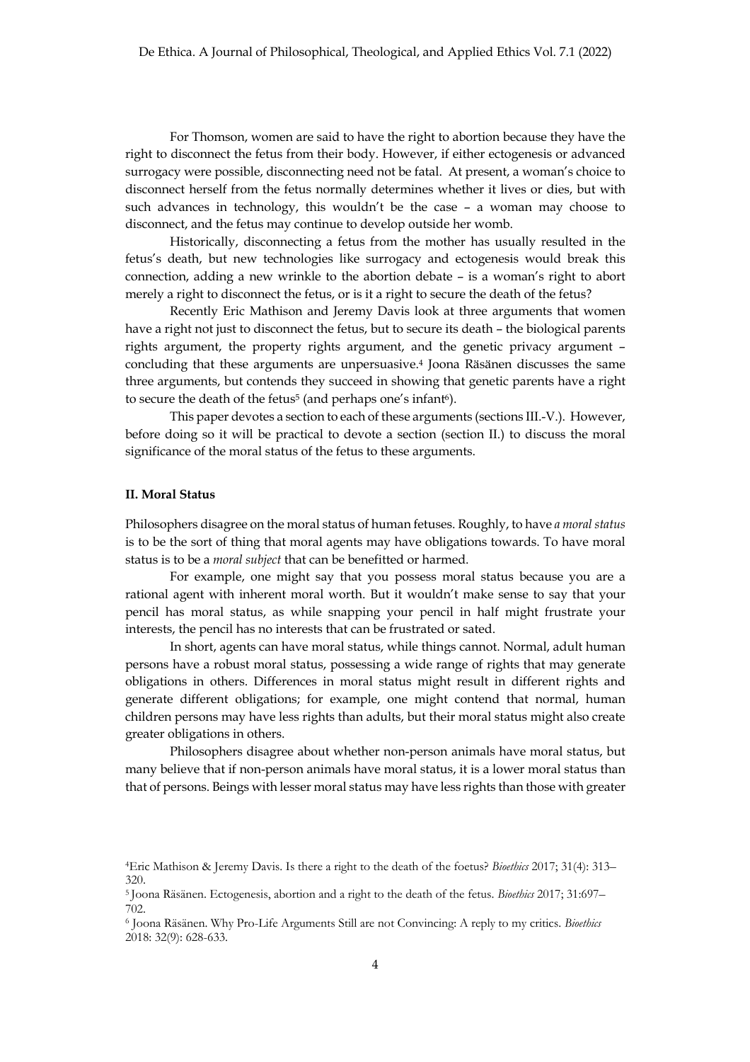For Thomson, women are said to have the right to abortion because they have the right to disconnect the fetus from their body. However, if either ectogenesis or advanced surrogacy were possible, disconnecting need not be fatal. At present, a woman's choice to disconnect herself from the fetus normally determines whether it lives or dies, but with such advances in technology, this wouldn't be the case – a woman may choose to disconnect, and the fetus may continue to develop outside her womb.

Historically, disconnecting a fetus from the mother has usually resulted in the fetus's death, but new technologies like surrogacy and ectogenesis would break this connection, adding a new wrinkle to the abortion debate – is a woman's right to abort merely a right to disconnect the fetus, or is it a right to secure the death of the fetus?

Recently Eric Mathison and Jeremy Davis look at three arguments that women have a right not just to disconnect the fetus, but to secure its death – the biological parents rights argument, the property rights argument, and the genetic privacy argument – concluding that these arguments are unpersuasive.[4] Joona Räsänen discusses the same three arguments, but contends they succeed in showing that genetic parents have a right to secure the death of the fetus[5] (and perhaps one's infant[6]).

This paper devotes a section to each of these arguments (sections III.-V.). However, before doing so it will be practical to devote a section (section II.) to discuss the moral significance of the moral status of the fetus to these arguments.

## II. Moral Status

Philosophers disagree on the moral status of human fetuses. Roughly, to have *a moral status* is to be the sort of thing that moral agents may have obligations towards. To have moral status is to be a *moral subject* that can be benefitted or harmed.

For example, one might say that you possess moral status because you are a rational agent with inherent moral worth. But it wouldn't make sense to say that your pencil has moral status, as while snapping your pencil in half might frustrate your interests, the pencil has no interests that can be frustrated or sated.

In short, agents can have moral status, while things cannot. Normal, adult human persons have a robust moral status, possessing a wide range of rights that may generate obligations in others. Differences in moral status might result in different rights and generate different obligations; for example, one might contend that normal, human children persons may have less rights than adults, but their moral status might also create greater obligations in others.

Philosophers disagree about whether non-person animals have moral status, but many believe that if non-person animals have moral status, it is a lower moral status than that of persons. Beings with lesser moral status may have less rights than those with greater

---

[4] Eric Mathison & Jeremy Davis. Is there a right to the death of the foetus? *Bioethics* 2017; 31(4): 313–320.

[5] Joona Räsänen. Ectogenesis, abortion and a right to the death of the fetus. *Bioethics* 2017; 31:697–702.

[6] Joona Räsänen. Why Pro-Life Arguments Still are not Convincing: A reply to my critics. *Bioethics* 2018: 32(9): 628-633.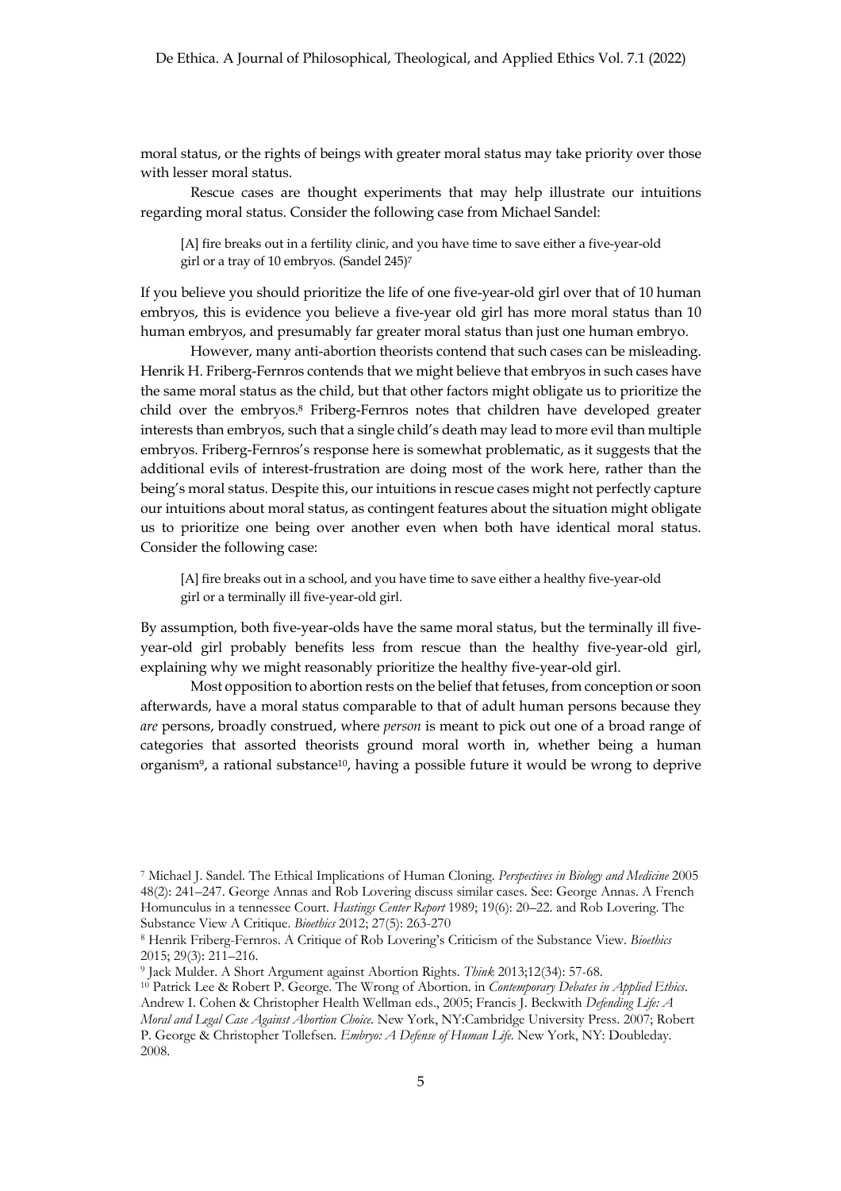moral status, or the rights of beings with greater moral status may take priority over those with lesser moral status.

Rescue cases are thought experiments that may help illustrate our intuitions regarding moral status. Consider the following case from Michael Sandel:

> [A] fire breaks out in a fertility clinic, and you have time to save either a five-year-old girl or a tray of 10 embryos. (Sandel 245)[7]

If you believe you should prioritize the life of one five-year-old girl over that of 10 human embryos, this is evidence you believe a five-year old girl has more moral status than 10 human embryos, and presumably far greater moral status than just one human embryo.

However, many anti-abortion theorists contend that such cases can be misleading. Henrik H. Friberg-Fernros contends that we might believe that embryos in such cases have the same moral status as the child, but that other factors might obligate us to prioritize the child over the embryos.[8] Friberg-Fernros notes that children have developed greater interests than embryos, such that a single child's death may lead to more evil than multiple embryos. Friberg-Fernros's response here is somewhat problematic, as it suggests that the additional evils of interest-frustration are doing most of the work here, rather than the being's moral status. Despite this, our intuitions in rescue cases might not perfectly capture our intuitions about moral status, as contingent features about the situation might obligate us to prioritize one being over another even when both have identical moral status. Consider the following case:

> [A] fire breaks out in a school, and you have time to save either a healthy five-year-old girl or a terminally ill five-year-old girl.

By assumption, both five-year-olds have the same moral status, but the terminally ill five-year-old girl probably benefits less from rescue than the healthy five-year-old girl, explaining why we might reasonably prioritize the healthy five-year-old girl.

Most opposition to abortion rests on the belief that fetuses, from conception or soon afterwards, have a moral status comparable to that of adult human persons because they *are* persons, broadly construed, where *person* is meant to pick out one of a broad range of categories that assorted theorists ground moral worth in, whether being a human organism[9], a rational substance[10], having a possible future it would be wrong to deprive

---

[7] Michael J. Sandel. The Ethical Implications of Human Cloning. *Perspectives in Biology and Medicine* 2005 48(2): 241–247. George Annas and Rob Lovering discuss similar cases. See: George Annas. A French Homunculus in a tennessee Court. *Hastings Center Report* 1989; 19(6): 20–22. and Rob Lovering. The Substance View A Critique. *Bioethics* 2012; 27(5): 263-270

[8] Henrik Friberg-Fernros. A Critique of Rob Lovering's Criticism of the Substance View. *Bioethics* 2015; 29(3): 211–216.

[9] Jack Mulder. A Short Argument against Abortion Rights. *Think* 2013;12(34): 57-68.

[10] Patrick Lee & Robert P. George. The Wrong of Abortion. in *Contemporary Debates in Applied Ethics*. Andrew I. Cohen & Christopher Health Wellman eds., 2005; Francis J. Beckwith *Defending Life: A Moral and Legal Case Against Abortion Choice*. New York, NY:Cambridge University Press. 2007; Robert P. George & Christopher Tollefsen. *Embryo: A Defense of Human Life*. New York, NY: Doubleday. 2008.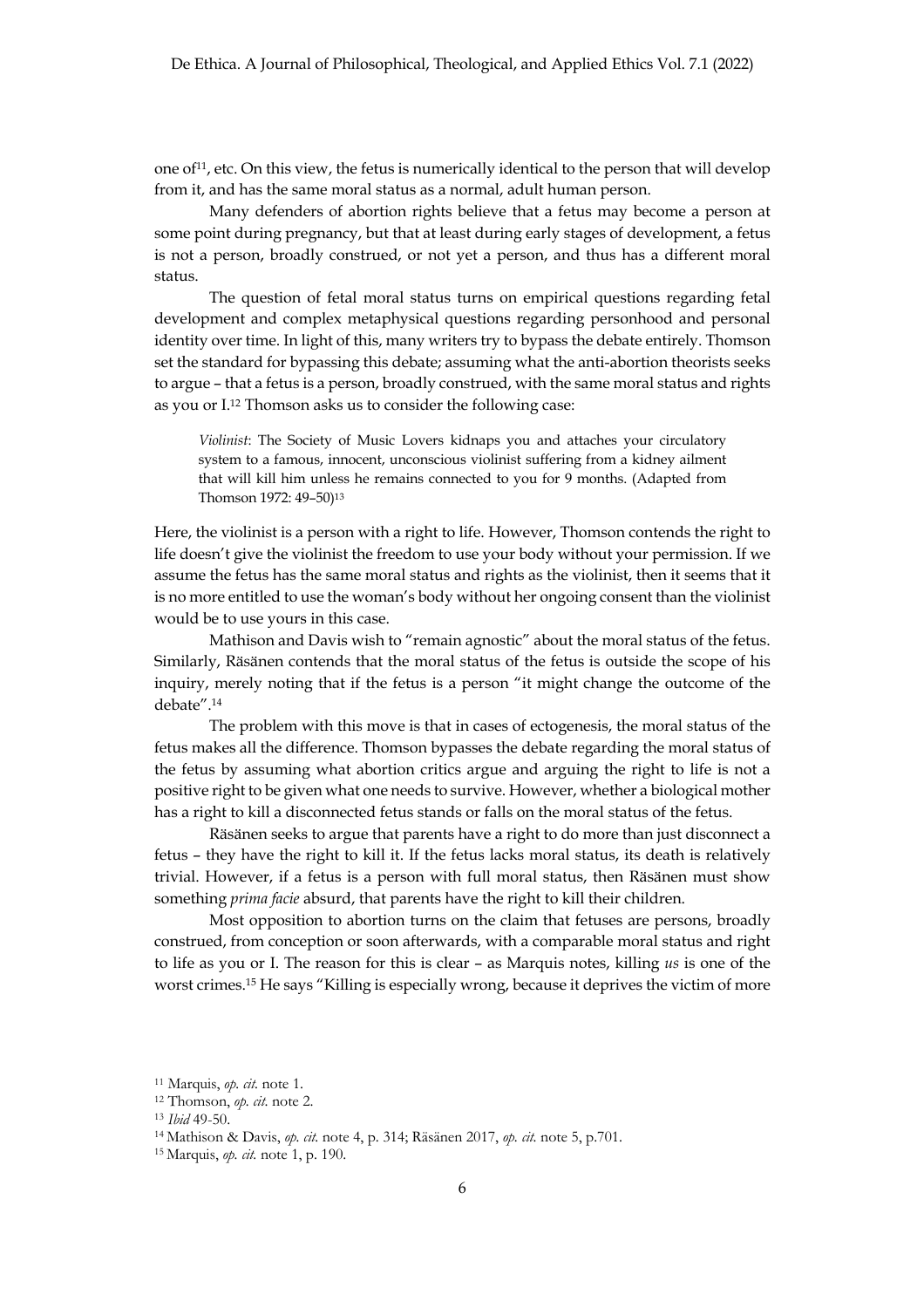one of[11], etc. On this view, the fetus is numerically identical to the person that will develop from it, and has the same moral status as a normal, adult human person.

Many defenders of abortion rights believe that a fetus may become a person at some point during pregnancy, but that at least during early stages of development, a fetus is not a person, broadly construed, or not yet a person, and thus has a different moral status.

The question of fetal moral status turns on empirical questions regarding fetal development and complex metaphysical questions regarding personhood and personal identity over time. In light of this, many writers try to bypass the debate entirely. Thomson set the standard for bypassing this debate; assuming what the anti-abortion theorists seeks to argue – that a fetus is a person, broadly construed, with the same moral status and rights as you or I.[12] Thomson asks us to consider the following case:

> *Violinist*: The Society of Music Lovers kidnaps you and attaches your circulatory system to a famous, innocent, unconscious violinist suffering from a kidney ailment that will kill him unless he remains connected to you for 9 months. (Adapted from Thomson 1972: 49–50)[13]

Here, the violinist is a person with a right to life. However, Thomson contends the right to life doesn't give the violinist the freedom to use your body without your permission. If we assume the fetus has the same moral status and rights as the violinist, then it seems that it is no more entitled to use the woman's body without her ongoing consent than the violinist would be to use yours in this case.

Mathison and Davis wish to "remain agnostic" about the moral status of the fetus. Similarly, Räsänen contends that the moral status of the fetus is outside the scope of his inquiry, merely noting that if the fetus is a person "it might change the outcome of the debate".[14]

The problem with this move is that in cases of ectogenesis, the moral status of the fetus makes all the difference. Thomson bypasses the debate regarding the moral status of the fetus by assuming what abortion critics argue and arguing the right to life is not a positive right to be given what one needs to survive. However, whether a biological mother has a right to kill a disconnected fetus stands or falls on the moral status of the fetus.

Räsänen seeks to argue that parents have a right to do more than just disconnect a fetus – they have the right to kill it. If the fetus lacks moral status, its death is relatively trivial. However, if a fetus is a person with full moral status, then Räsänen must show something *prima facie* absurd, that parents have the right to kill their children.

Most opposition to abortion turns on the claim that fetuses are persons, broadly construed, from conception or soon afterwards, with a comparable moral status and right to life as you or I. The reason for this is clear – as Marquis notes, killing *us* is one of the worst crimes.[15] He says "Killing is especially wrong, because it deprives the victim of more

---

[11] Marquis, *op. cit.* note 1.

[12] Thomson, *op. cit.* note 2.

[13] *Ibid* 49-50.

[14] Mathison & Davis, *op. cit.* note 4, p. 314; Räsänen 2017, *op. cit.* note 5, p.701.

[15] Marquis, *op. cit.* note 1, p. 190.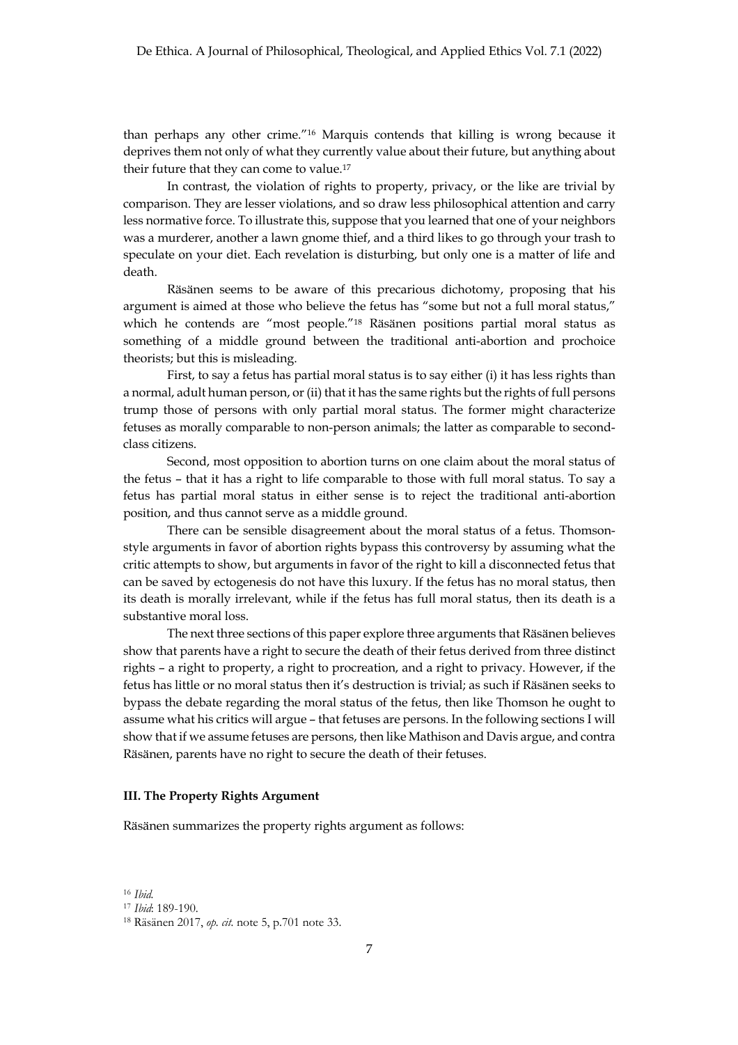than perhaps any other crime."[16] Marquis contends that killing is wrong because it deprives them not only of what they currently value about their future, but anything about their future that they can come to value.[17]

In contrast, the violation of rights to property, privacy, or the like are trivial by comparison. They are lesser violations, and so draw less philosophical attention and carry less normative force. To illustrate this, suppose that you learned that one of your neighbors was a murderer, another a lawn gnome thief, and a third likes to go through your trash to speculate on your diet. Each revelation is disturbing, but only one is a matter of life and death.

Räsänen seems to be aware of this precarious dichotomy, proposing that his argument is aimed at those who believe the fetus has "some but not a full moral status," which he contends are "most people."[18] Räsänen positions partial moral status as something of a middle ground between the traditional anti-abortion and prochoice theorists; but this is misleading.

First, to say a fetus has partial moral status is to say either (i) it has less rights than a normal, adult human person, or (ii) that it has the same rights but the rights of full persons trump those of persons with only partial moral status. The former might characterize fetuses as morally comparable to non-person animals; the latter as comparable to second-class citizens.

Second, most opposition to abortion turns on one claim about the moral status of the fetus – that it has a right to life comparable to those with full moral status. To say a fetus has partial moral status in either sense is to reject the traditional anti-abortion position, and thus cannot serve as a middle ground.

There can be sensible disagreement about the moral status of a fetus. Thomson-style arguments in favor of abortion rights bypass this controversy by assuming what the critic attempts to show, but arguments in favor of the right to kill a disconnected fetus that can be saved by ectogenesis do not have this luxury. If the fetus has no moral status, then its death is morally irrelevant, while if the fetus has full moral status, then its death is a substantive moral loss.

The next three sections of this paper explore three arguments that Räsänen believes show that parents have a right to secure the death of their fetus derived from three distinct rights – a right to property, a right to procreation, and a right to privacy. However, if the fetus has little or no moral status then it's destruction is trivial; as such if Räsänen seeks to bypass the debate regarding the moral status of the fetus, then like Thomson he ought to assume what his critics will argue – that fetuses are persons. In the following sections I will show that if we assume fetuses are persons, then like Mathison and Davis argue, and contra Räsänen, parents have no right to secure the death of their fetuses.

### III. The Property Rights Argument

Räsänen summarizes the property rights argument as follows:

[16] *Ibid*.

[17] *Ibid*: 189-190.

[18] Räsänen 2017, *op. cit.* note 5, p.701 note 33.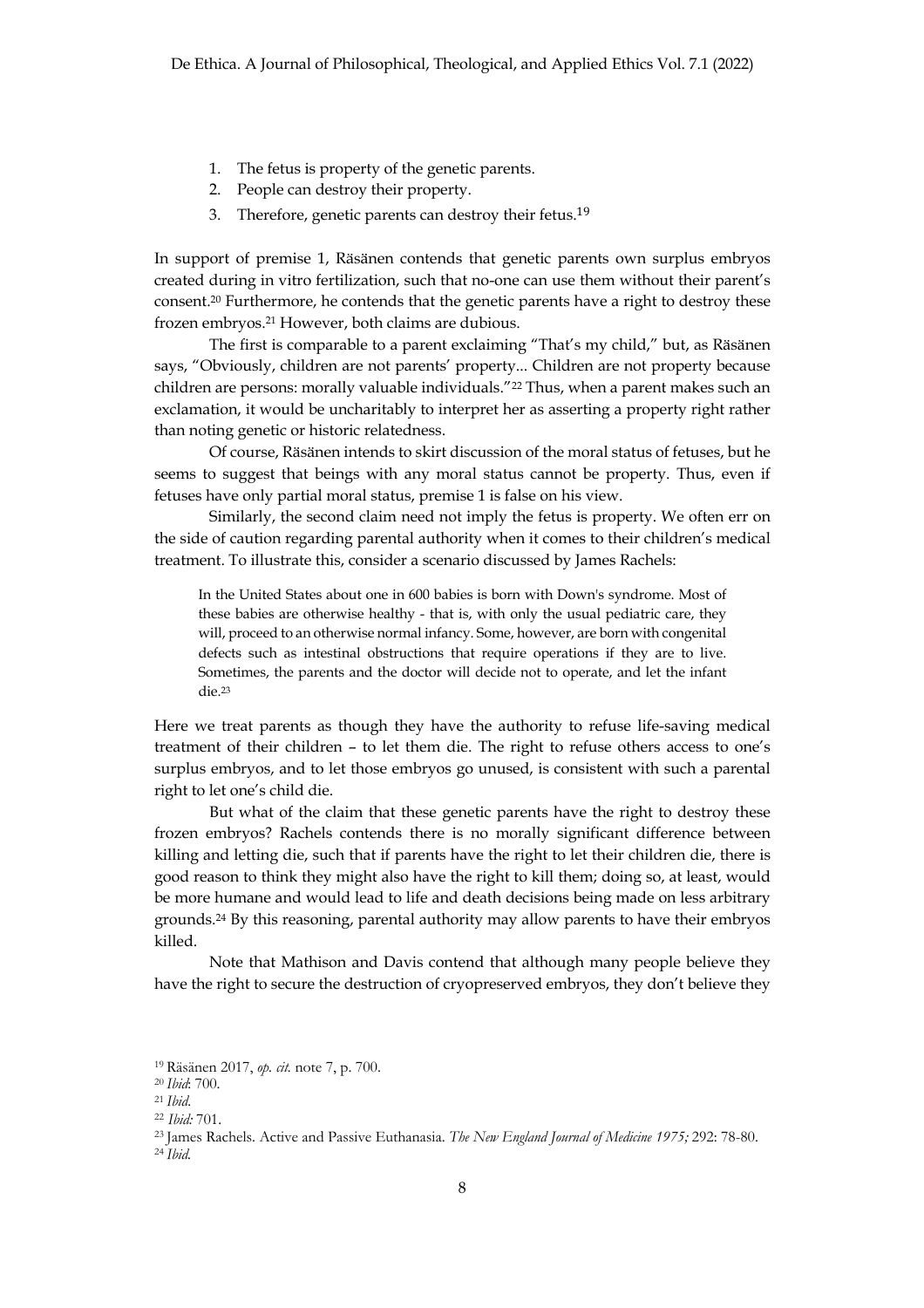1. The fetus is property of the genetic parents.
2. People can destroy their property.
3. Therefore, genetic parents can destroy their fetus.[19]

In support of premise 1, Räsänen contends that genetic parents own surplus embryos created during in vitro fertilization, such that no-one can use them without their parent's consent.[20] Furthermore, he contends that the genetic parents have a right to destroy these frozen embryos.[21] However, both claims are dubious.

The first is comparable to a parent exclaiming "That's my child," but, as Räsänen says, "Obviously, children are not parents' property... Children are not property because children are persons: morally valuable individuals."[22] Thus, when a parent makes such an exclamation, it would be uncharitably to interpret her as asserting a property right rather than noting genetic or historic relatedness.

Of course, Räsänen intends to skirt discussion of the moral status of fetuses, but he seems to suggest that beings with any moral status cannot be property. Thus, even if fetuses have only partial moral status, premise 1 is false on his view.

Similarly, the second claim need not imply the fetus is property. We often err on the side of caution regarding parental authority when it comes to their children's medical treatment. To illustrate this, consider a scenario discussed by James Rachels:

> In the United States about one in 600 babies is born with Down's syndrome. Most of these babies are otherwise healthy - that is, with only the usual pediatric care, they will, proceed to an otherwise normal infancy. Some, however, are born with congenital defects such as intestinal obstructions that require operations if they are to live. Sometimes, the parents and the doctor will decide not to operate, and let the infant die.[23]

Here we treat parents as though they have the authority to refuse life-saving medical treatment of their children – to let them die. The right to refuse others access to one's surplus embryos, and to let those embryos go unused, is consistent with such a parental right to let one's child die.

But what of the claim that these genetic parents have the right to destroy these frozen embryos? Rachels contends there is no morally significant difference between killing and letting die, such that if parents have the right to let their children die, there is good reason to think they might also have the right to kill them; doing so, at least, would be more humane and would lead to life and death decisions being made on less arbitrary grounds.[24] By this reasoning, parental authority may allow parents to have their embryos killed.

Note that Mathison and Davis contend that although many people believe they have the right to secure the destruction of cryopreserved embryos, they don't believe they

[19] Räsänen 2017, *op. cit.* note 7, p. 700.

[20] *Ibid*: 700.

[21] *Ibid*.

[22] *Ibid:* 701.

[23] James Rachels. Active and Passive Euthanasia. *The New England Journal of Medicine 1975;* 292: 78-80.

[24] *Ibid*.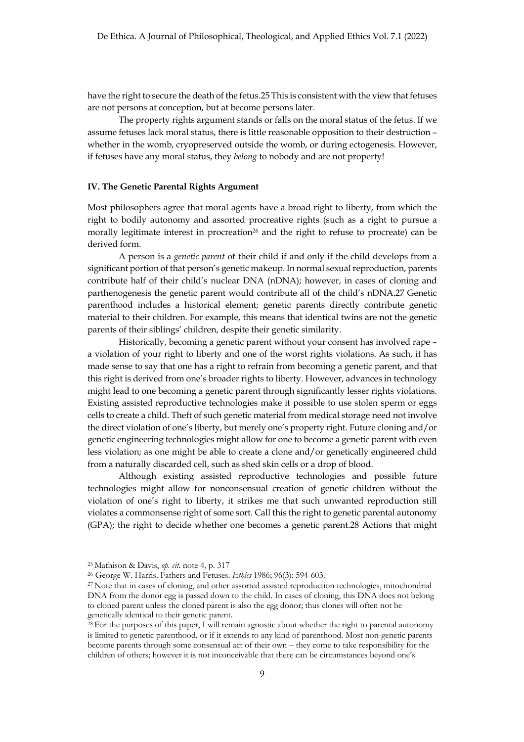have the right to secure the death of the fetus.25 This is consistent with the view that fetuses are not persons at conception, but at become persons later.

The property rights argument stands or falls on the moral status of the fetus. If we assume fetuses lack moral status, there is little reasonable opposition to their destruction – whether in the womb, cryopreserved outside the womb, or during ectogenesis. However, if fetuses have any moral status, they *belong* to nobody and are not property!

### IV. The Genetic Parental Rights Argument

Most philosophers agree that moral agents have a broad right to liberty, from which the right to bodily autonomy and assorted procreative rights (such as a right to pursue a morally legitimate interest in procreation[26] and the right to refuse to procreate) can be derived form.

A person is a *genetic parent* of their child if and only if the child develops from a significant portion of that person's genetic makeup. In normal sexual reproduction, parents contribute half of their child's nuclear DNA (nDNA); however, in cases of cloning and parthenogenesis the genetic parent would contribute all of the child's nDNA.27 Genetic parenthood includes a historical element; genetic parents directly contribute genetic material to their children. For example, this means that identical twins are not the genetic parents of their siblings' children, despite their genetic similarity.

Historically, becoming a genetic parent without your consent has involved rape – a violation of your right to liberty and one of the worst rights violations. As such, it has made sense to say that one has a right to refrain from becoming a genetic parent, and that this right is derived from one's broader rights to liberty. However, advances in technology might lead to one becoming a genetic parent through significantly lesser rights violations. Existing assisted reproductive technologies make it possible to use stolen sperm or eggs cells to create a child. Theft of such genetic material from medical storage need not involve the direct violation of one's liberty, but merely one's property right. Future cloning and/or genetic engineering technologies might allow for one to become a genetic parent with even less violation; as one might be able to create a clone and/or genetically engineered child from a naturally discarded cell, such as shed skin cells or a drop of blood.

Although existing assisted reproductive technologies and possible future technologies might allow for nonconsensual creation of genetic children without the violation of one's right to liberty, it strikes me that such unwanted reproduction still violates a commonsense right of some sort. Call this the right to genetic parental autonomy (GPA); the right to decide whether one becomes a genetic parent.28 Actions that might

---

[25] Mathison & Davis, *op. cit.* note 4, p. 317

[26] George W. Harris. Fathers and Fetuses. *Ethics* 1986; 96(3): 594-603.

[27] Note that in cases of cloning, and other assorted assisted reproduction technologies, mitochondrial DNA from the donor egg is passed down to the child. In cases of cloning, this DNA does not belong to cloned parent unless the cloned parent is also the egg donor; thus clones will often not be genetically identical to their genetic parent.

[28] For the purposes of this paper, I will remain agnostic about whether the right to parental autonomy is limited to genetic parenthood, or if it extends to any kind of parenthood. Most non-genetic parents become parents through some consensual act of their own – they come to take responsibility for the children of others; however it is not inconceivable that there can be circumstances beyond one's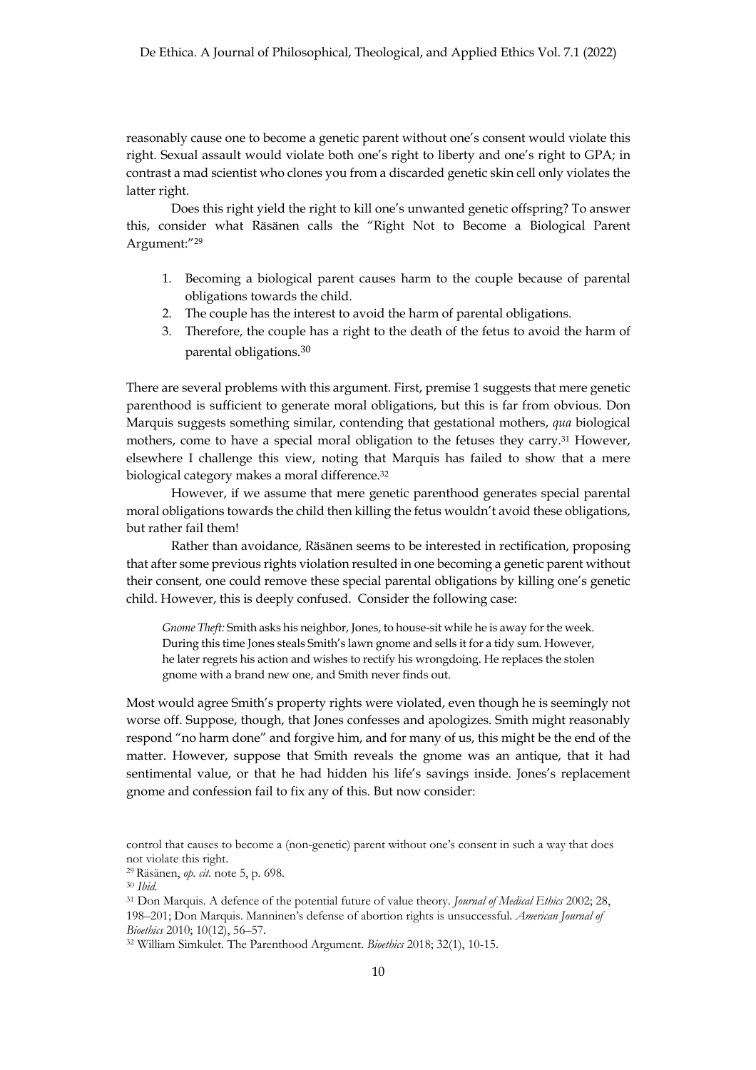reasonably cause one to become a genetic parent without one's consent would violate this right. Sexual assault would violate both one's right to liberty and one's right to GPA; in contrast a mad scientist who clones you from a discarded genetic skin cell only violates the latter right.

Does this right yield the right to kill one's unwanted genetic offspring? To answer this, consider what Räsänen calls the "Right Not to Become a Biological Parent Argument:"[29]

1. Becoming a biological parent causes harm to the couple because of parental obligations towards the child.
2. The couple has the interest to avoid the harm of parental obligations.
3. Therefore, the couple has a right to the death of the fetus to avoid the harm of parental obligations.[30]

There are several problems with this argument. First, premise 1 suggests that mere genetic parenthood is sufficient to generate moral obligations, but this is far from obvious. Don Marquis suggests something similar, contending that gestational mothers, *qua* biological mothers, come to have a special moral obligation to the fetuses they carry.[31] However, elsewhere I challenge this view, noting that Marquis has failed to show that a mere biological category makes a moral difference.[32]

However, if we assume that mere genetic parenthood generates special parental moral obligations towards the child then killing the fetus wouldn't avoid these obligations, but rather fail them!

Rather than avoidance, Räsänen seems to be interested in rectification, proposing that after some previous rights violation resulted in one becoming a genetic parent without their consent, one could remove these special parental obligations by killing one's genetic child. However, this is deeply confused. Consider the following case:

> *Gnome Theft:* Smith asks his neighbor, Jones, to house-sit while he is away for the week. During this time Jones steals Smith's lawn gnome and sells it for a tidy sum. However, he later regrets his action and wishes to rectify his wrongdoing. He replaces the stolen gnome with a brand new one, and Smith never finds out.

Most would agree Smith's property rights were violated, even though he is seemingly not worse off. Suppose, though, that Jones confesses and apologizes. Smith might reasonably respond "no harm done" and forgive him, and for many of us, this might be the end of the matter. However, suppose that Smith reveals the gnome was an antique, that it had sentimental value, or that he had hidden his life's savings inside. Jones's replacement gnome and confession fail to fix any of this. But now consider:

control that causes to become a (non-genetic) parent without one's consent in such a way that does not violate this right.

[29] Räsänen, *op. cit.* note 5, p. 698.

[30] *Ibid.*

[31] Don Marquis. A defence of the potential future of value theory. *Journal of Medical Ethics* 2002; 28, 198–201; Don Marquis. Manninen's defense of abortion rights is unsuccessful. *American Journal of Bioethics* 2010; 10(12), 56–57.

[32] William Simkulet. The Parenthood Argument. *Bioethics* 2018; 32(1), 10-15.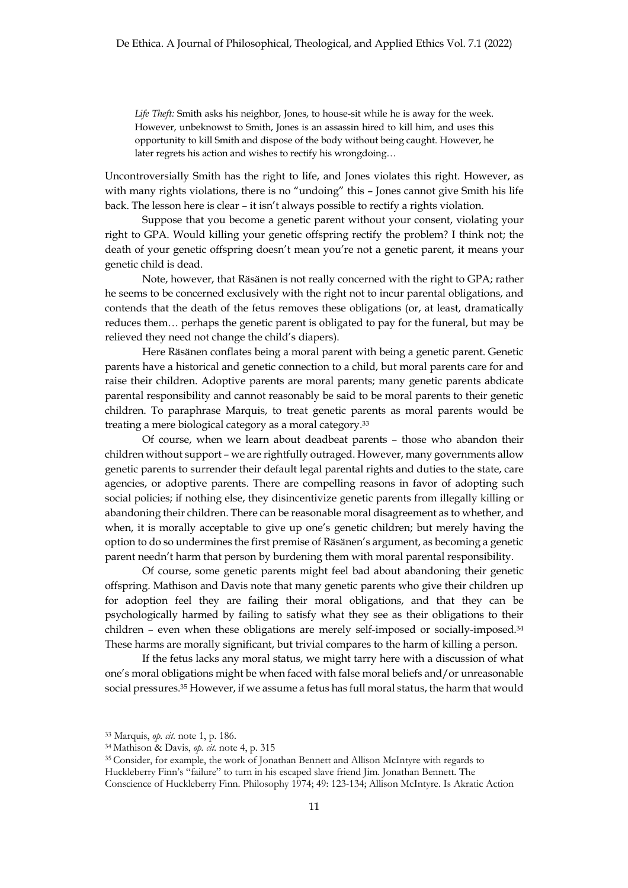*Life Theft:* Smith asks his neighbor, Jones, to house-sit while he is away for the week. However, unbeknownst to Smith, Jones is an assassin hired to kill him, and uses this opportunity to kill Smith and dispose of the body without being caught. However, he later regrets his action and wishes to rectify his wrongdoing…

Uncontroversially Smith has the right to life, and Jones violates this right. However, as with many rights violations, there is no "undoing" this – Jones cannot give Smith his life back. The lesson here is clear – it isn't always possible to rectify a rights violation.

Suppose that you become a genetic parent without your consent, violating your right to GPA. Would killing your genetic offspring rectify the problem? I think not; the death of your genetic offspring doesn't mean you're not a genetic parent, it means your genetic child is dead.

Note, however, that Räsänen is not really concerned with the right to GPA; rather he seems to be concerned exclusively with the right not to incur parental obligations, and contends that the death of the fetus removes these obligations (or, at least, dramatically reduces them… perhaps the genetic parent is obligated to pay for the funeral, but may be relieved they need not change the child's diapers).

Here Räsänen conflates being a moral parent with being a genetic parent. Genetic parents have a historical and genetic connection to a child, but moral parents care for and raise their children. Adoptive parents are moral parents; many genetic parents abdicate parental responsibility and cannot reasonably be said to be moral parents to their genetic children. To paraphrase Marquis, to treat genetic parents as moral parents would be treating a mere biological category as a moral category.[33]

Of course, when we learn about deadbeat parents – those who abandon their children without support – we are rightfully outraged. However, many governments allow genetic parents to surrender their default legal parental rights and duties to the state, care agencies, or adoptive parents. There are compelling reasons in favor of adopting such social policies; if nothing else, they disincentivize genetic parents from illegally killing or abandoning their children. There can be reasonable moral disagreement as to whether, and when, it is morally acceptable to give up one's genetic children; but merely having the option to do so undermines the first premise of Räsänen's argument, as becoming a genetic parent needn't harm that person by burdening them with moral parental responsibility.

Of course, some genetic parents might feel bad about abandoning their genetic offspring. Mathison and Davis note that many genetic parents who give their children up for adoption feel they are failing their moral obligations, and that they can be psychologically harmed by failing to satisfy what they see as their obligations to their children – even when these obligations are merely self-imposed or socially-imposed.[34] These harms are morally significant, but trivial compares to the harm of killing a person.

If the fetus lacks any moral status, we might tarry here with a discussion of what one's moral obligations might be when faced with false moral beliefs and/or unreasonable social pressures.[35] However, if we assume a fetus has full moral status, the harm that would

[33] Marquis, *op. cit.* note 1, p. 186.

[34] Mathison & Davis, *op. cit.* note 4, p. 315

[35] Consider, for example, the work of Jonathan Bennett and Allison McIntyre with regards to Huckleberry Finn's "failure" to turn in his escaped slave friend Jim. Jonathan Bennett. The Conscience of Huckleberry Finn. Philosophy 1974; 49: 123-134; Allison McIntyre. Is Akratic Action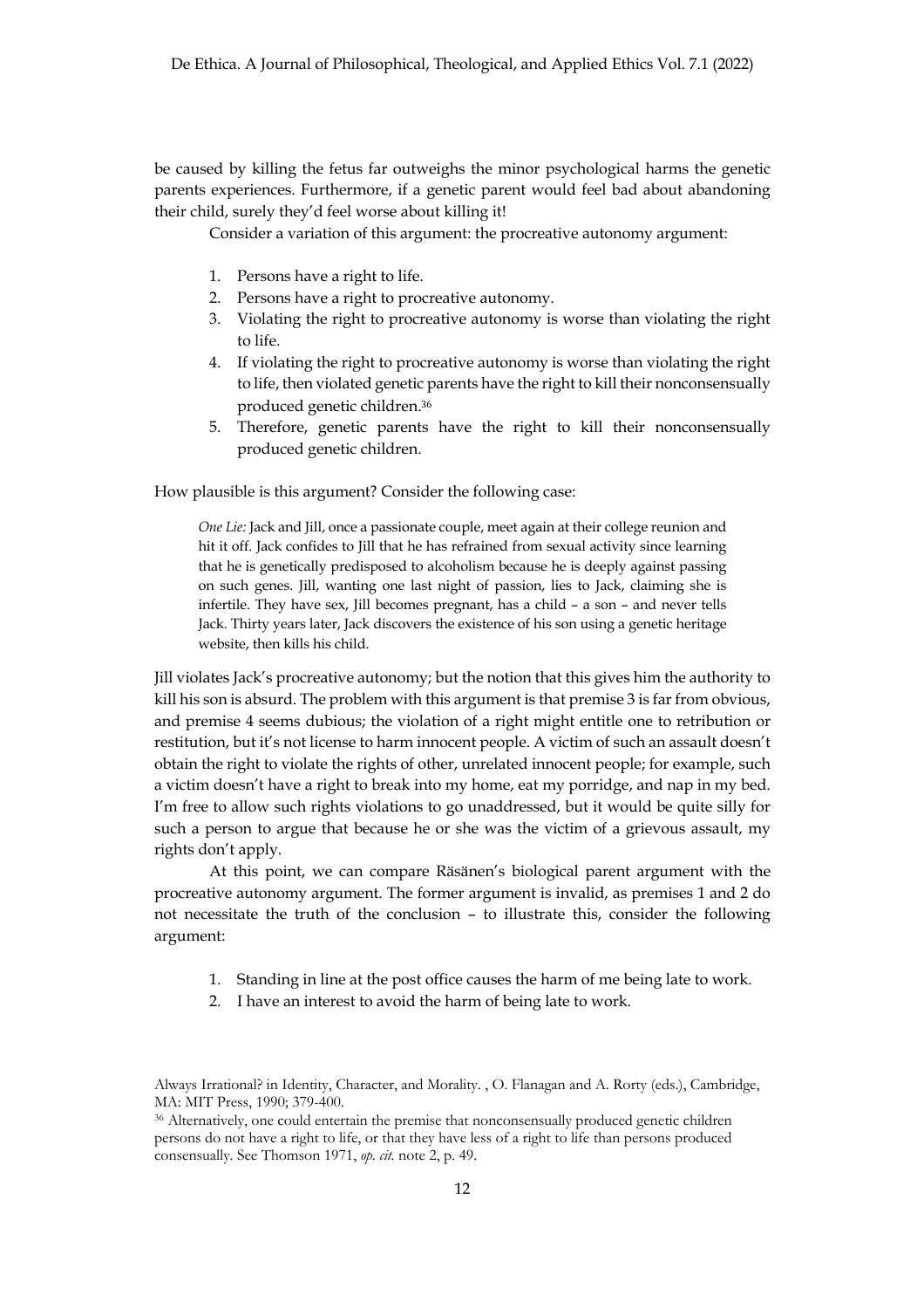be caused by killing the fetus far outweighs the minor psychological harms the genetic parents experiences. Furthermore, if a genetic parent would feel bad about abandoning their child, surely they'd feel worse about killing it!

Consider a variation of this argument: the procreative autonomy argument:

1. Persons have a right to life.
2. Persons have a right to procreative autonomy.
3. Violating the right to procreative autonomy is worse than violating the right to life.
4. If violating the right to procreative autonomy is worse than violating the right to life, then violated genetic parents have the right to kill their nonconsensually produced genetic children.[36]
5. Therefore, genetic parents have the right to kill their nonconsensually produced genetic children.

How plausible is this argument? Consider the following case:

> *One Lie:* Jack and Jill, once a passionate couple, meet again at their college reunion and hit it off. Jack confides to Jill that he has refrained from sexual activity since learning that he is genetically predisposed to alcoholism because he is deeply against passing on such genes. Jill, wanting one last night of passion, lies to Jack, claiming she is infertile. They have sex, Jill becomes pregnant, has a child – a son – and never tells Jack. Thirty years later, Jack discovers the existence of his son using a genetic heritage website, then kills his child.

Jill violates Jack's procreative autonomy; but the notion that this gives him the authority to kill his son is absurd. The problem with this argument is that premise 3 is far from obvious, and premise 4 seems dubious; the violation of a right might entitle one to retribution or restitution, but it's not license to harm innocent people. A victim of such an assault doesn't obtain the right to violate the rights of other, unrelated innocent people; for example, such a victim doesn't have a right to break into my home, eat my porridge, and nap in my bed. I'm free to allow such rights violations to go unaddressed, but it would be quite silly for such a person to argue that because he or she was the victim of a grievous assault, my rights don't apply.

At this point, we can compare Räsänen's biological parent argument with the procreative autonomy argument. The former argument is invalid, as premises 1 and 2 do not necessitate the truth of the conclusion – to illustrate this, consider the following argument:

1. Standing in line at the post office causes the harm of me being late to work.
2. I have an interest to avoid the harm of being late to work.

---

Always Irrational? in Identity, Character, and Morality. , O. Flanagan and A. Rorty (eds.), Cambridge, MA: MIT Press, 1990; 379-400.

[36] Alternatively, one could entertain the premise that nonconsensually produced genetic children persons do not have a right to life, or that they have less of a right to life than persons produced consensually. See Thomson 1971, *op. cit.* note 2, p. 49.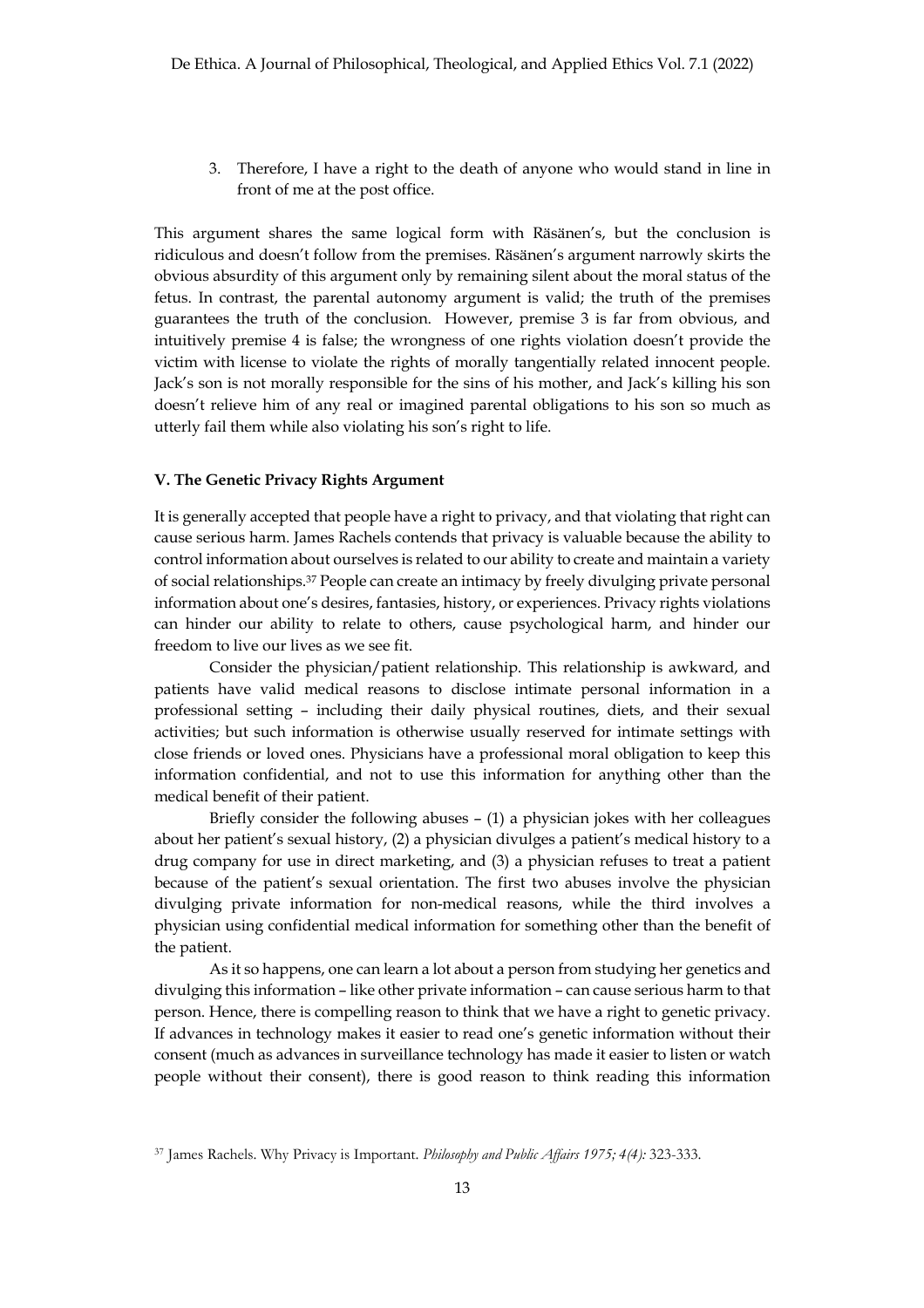3. Therefore, I have a right to the death of anyone who would stand in line in front of me at the post office.

This argument shares the same logical form with Räsänen's, but the conclusion is ridiculous and doesn't follow from the premises. Räsänen's argument narrowly skirts the obvious absurdity of this argument only by remaining silent about the moral status of the fetus. In contrast, the parental autonomy argument is valid; the truth of the premises guarantees the truth of the conclusion. However, premise 3 is far from obvious, and intuitively premise 4 is false; the wrongness of one rights violation doesn't provide the victim with license to violate the rights of morally tangentially related innocent people. Jack's son is not morally responsible for the sins of his mother, and Jack's killing his son doesn't relieve him of any real or imagined parental obligations to his son so much as utterly fail them while also violating his son's right to life.

### V. The Genetic Privacy Rights Argument

It is generally accepted that people have a right to privacy, and that violating that right can cause serious harm. James Rachels contends that privacy is valuable because the ability to control information about ourselves is related to our ability to create and maintain a variety of social relationships.[37] People can create an intimacy by freely divulging private personal information about one's desires, fantasies, history, or experiences. Privacy rights violations can hinder our ability to relate to others, cause psychological harm, and hinder our freedom to live our lives as we see fit.

Consider the physician/patient relationship. This relationship is awkward, and patients have valid medical reasons to disclose intimate personal information in a professional setting – including their daily physical routines, diets, and their sexual activities; but such information is otherwise usually reserved for intimate settings with close friends or loved ones. Physicians have a professional moral obligation to keep this information confidential, and not to use this information for anything other than the medical benefit of their patient.

Briefly consider the following abuses – (1) a physician jokes with her colleagues about her patient's sexual history, (2) a physician divulges a patient's medical history to a drug company for use in direct marketing, and (3) a physician refuses to treat a patient because of the patient's sexual orientation. The first two abuses involve the physician divulging private information for non-medical reasons, while the third involves a physician using confidential medical information for something other than the benefit of the patient.

As it so happens, one can learn a lot about a person from studying her genetics and divulging this information – like other private information – can cause serious harm to that person. Hence, there is compelling reason to think that we have a right to genetic privacy. If advances in technology makes it easier to read one's genetic information without their consent (much as advances in surveillance technology has made it easier to listen or watch people without their consent), there is good reason to think reading this information

---

[37] James Rachels. Why Privacy is Important. *Philosophy and Public Affairs 1975; 4(4):* 323-333.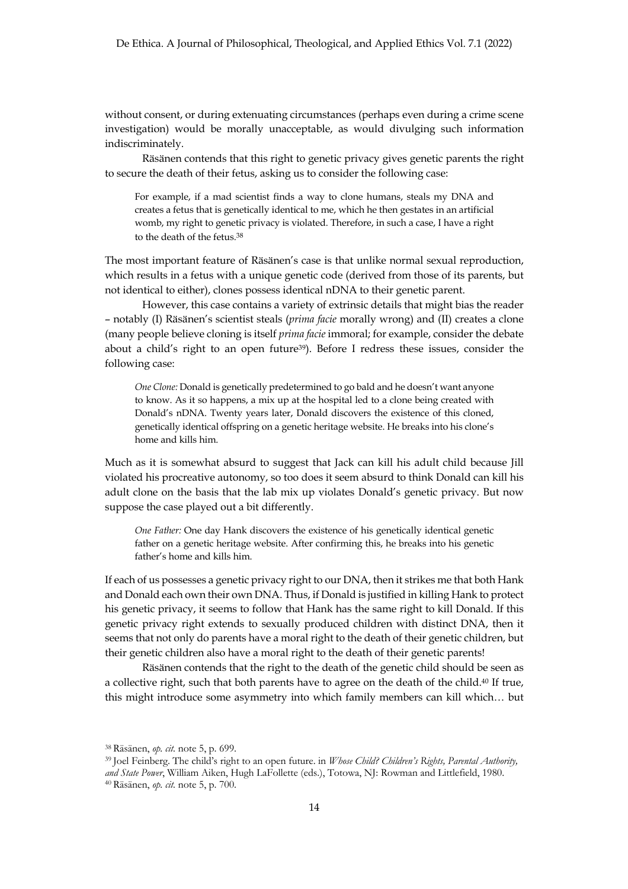without consent, or during extenuating circumstances (perhaps even during a crime scene investigation) would be morally unacceptable, as would divulging such information indiscriminately.

Räsänen contends that this right to genetic privacy gives genetic parents the right to secure the death of their fetus, asking us to consider the following case:

> For example, if a mad scientist finds a way to clone humans, steals my DNA and creates a fetus that is genetically identical to me, which he then gestates in an artificial womb, my right to genetic privacy is violated. Therefore, in such a case, I have a right to the death of the fetus.[38]

The most important feature of Räsänen's case is that unlike normal sexual reproduction, which results in a fetus with a unique genetic code (derived from those of its parents, but not identical to either), clones possess identical nDNA to their genetic parent.

However, this case contains a variety of extrinsic details that might bias the reader – notably (I) Räsänen's scientist steals (*prima facie* morally wrong) and (II) creates a clone (many people believe cloning is itself *prima facie* immoral; for example, consider the debate about a child's right to an open future[39]). Before I redress these issues, consider the following case:

> *One Clone:* Donald is genetically predetermined to go bald and he doesn't want anyone to know. As it so happens, a mix up at the hospital led to a clone being created with Donald's nDNA. Twenty years later, Donald discovers the existence of this cloned, genetically identical offspring on a genetic heritage website. He breaks into his clone's home and kills him.

Much as it is somewhat absurd to suggest that Jack can kill his adult child because Jill violated his procreative autonomy, so too does it seem absurd to think Donald can kill his adult clone on the basis that the lab mix up violates Donald's genetic privacy. But now suppose the case played out a bit differently.

> *One Father:* One day Hank discovers the existence of his genetically identical genetic father on a genetic heritage website. After confirming this, he breaks into his genetic father's home and kills him.

If each of us possesses a genetic privacy right to our DNA, then it strikes me that both Hank and Donald each own their own DNA. Thus, if Donald is justified in killing Hank to protect his genetic privacy, it seems to follow that Hank has the same right to kill Donald. If this genetic privacy right extends to sexually produced children with distinct DNA, then it seems that not only do parents have a moral right to the death of their genetic children, but their genetic children also have a moral right to the death of their genetic parents!

Räsänen contends that the right to the death of the genetic child should be seen as a collective right, such that both parents have to agree on the death of the child.[40] If true, this might introduce some asymmetry into which family members can kill which… but

---

[38] Räsänen, *op. cit.* note 5, p. 699.

[39] Joel Feinberg. The child's right to an open future. in *Whose Child? Children's Rights, Parental Authority, and State Power*, William Aiken, Hugh LaFollette (eds.), Totowa, NJ: Rowman and Littlefield, 1980.

[40] Räsänen, *op. cit.* note 5, p. 700.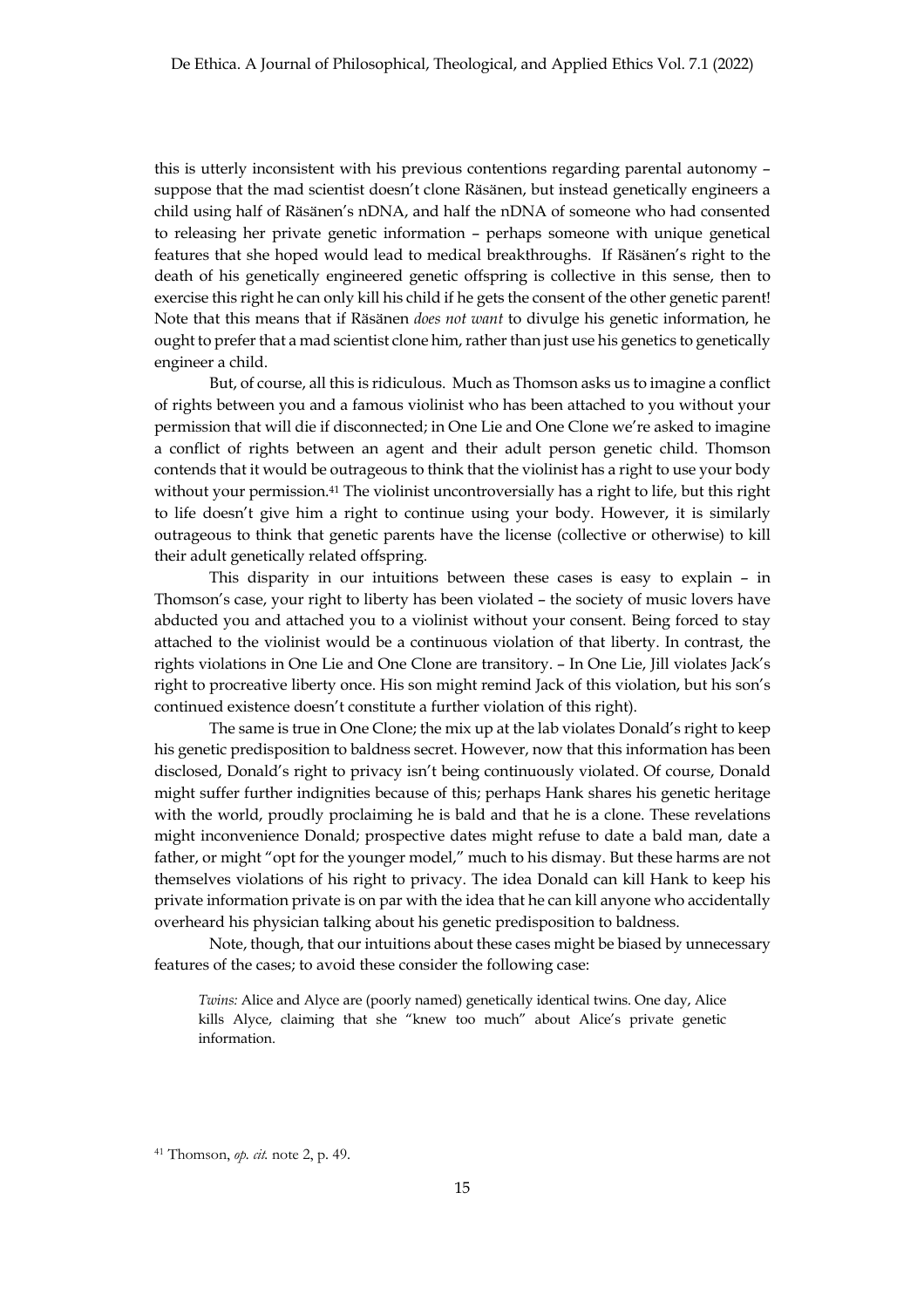this is utterly inconsistent with his previous contentions regarding parental autonomy – suppose that the mad scientist doesn't clone Räsänen, but instead genetically engineers a child using half of Räsänen's nDNA, and half the nDNA of someone who had consented to releasing her private genetic information – perhaps someone with unique genetical features that she hoped would lead to medical breakthroughs. If Räsänen's right to the death of his genetically engineered genetic offspring is collective in this sense, then to exercise this right he can only kill his child if he gets the consent of the other genetic parent! Note that this means that if Räsänen *does not want* to divulge his genetic information, he ought to prefer that a mad scientist clone him, rather than just use his genetics to genetically engineer a child.

But, of course, all this is ridiculous. Much as Thomson asks us to imagine a conflict of rights between you and a famous violinist who has been attached to you without your permission that will die if disconnected; in One Lie and One Clone we're asked to imagine a conflict of rights between an agent and their adult person genetic child. Thomson contends that it would be outrageous to think that the violinist has a right to use your body without your permission.[41] The violinist uncontroversially has a right to life, but this right to life doesn't give him a right to continue using your body. However, it is similarly outrageous to think that genetic parents have the license (collective or otherwise) to kill their adult genetically related offspring.

This disparity in our intuitions between these cases is easy to explain – in Thomson's case, your right to liberty has been violated – the society of music lovers have abducted you and attached you to a violinist without your consent. Being forced to stay attached to the violinist would be a continuous violation of that liberty. In contrast, the rights violations in One Lie and One Clone are transitory. – In One Lie, Jill violates Jack's right to procreative liberty once. His son might remind Jack of this violation, but his son's continued existence doesn't constitute a further violation of this right).

The same is true in One Clone; the mix up at the lab violates Donald's right to keep his genetic predisposition to baldness secret. However, now that this information has been disclosed, Donald's right to privacy isn't being continuously violated. Of course, Donald might suffer further indignities because of this; perhaps Hank shares his genetic heritage with the world, proudly proclaiming he is bald and that he is a clone. These revelations might inconvenience Donald; prospective dates might refuse to date a bald man, date a father, or might "opt for the younger model," much to his dismay. But these harms are not themselves violations of his right to privacy. The idea Donald can kill Hank to keep his private information private is on par with the idea that he can kill anyone who accidentally overheard his physician talking about his genetic predisposition to baldness.

Note, though, that our intuitions about these cases might be biased by unnecessary features of the cases; to avoid these consider the following case:

> *Twins:* Alice and Alyce are (poorly named) genetically identical twins. One day, Alice kills Alyce, claiming that she "knew too much" about Alice's private genetic information.

[41] Thomson, *op. cit.* note 2, p. 49.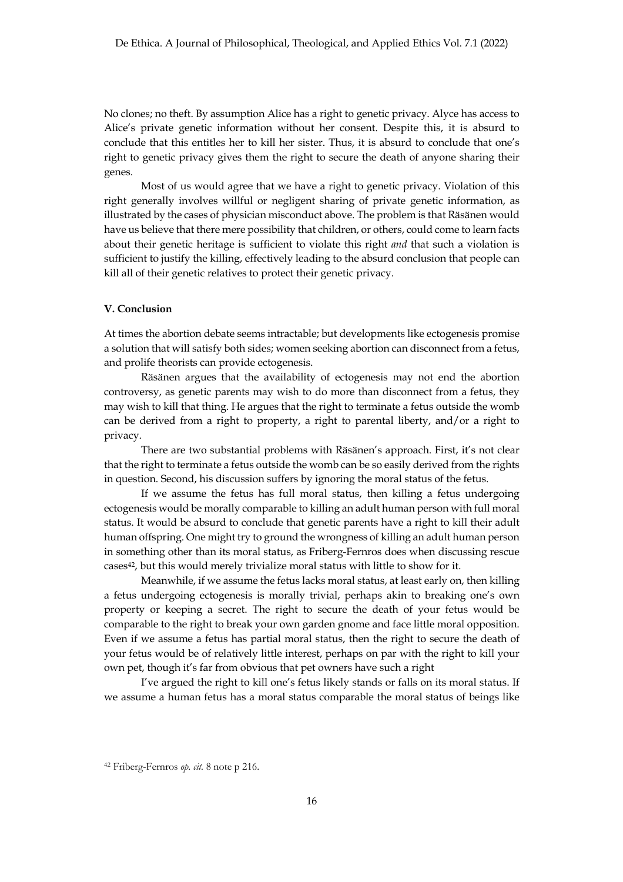No clones; no theft. By assumption Alice has a right to genetic privacy. Alyce has access to Alice's private genetic information without her consent. Despite this, it is absurd to conclude that this entitles her to kill her sister. Thus, it is absurd to conclude that one's right to genetic privacy gives them the right to secure the death of anyone sharing their genes.

Most of us would agree that we have a right to genetic privacy. Violation of this right generally involves willful or negligent sharing of private genetic information, as illustrated by the cases of physician misconduct above. The problem is that Räsänen would have us believe that there mere possibility that children, or others, could come to learn facts about their genetic heritage is sufficient to violate this right *and* that such a violation is sufficient to justify the killing, effectively leading to the absurd conclusion that people can kill all of their genetic relatives to protect their genetic privacy.

### V. Conclusion

At times the abortion debate seems intractable; but developments like ectogenesis promise a solution that will satisfy both sides; women seeking abortion can disconnect from a fetus, and prolife theorists can provide ectogenesis.

Räsänen argues that the availability of ectogenesis may not end the abortion controversy, as genetic parents may wish to do more than disconnect from a fetus, they may wish to kill that thing. He argues that the right to terminate a fetus outside the womb can be derived from a right to property, a right to parental liberty, and/or a right to privacy.

There are two substantial problems with Räsänen's approach. First, it's not clear that the right to terminate a fetus outside the womb can be so easily derived from the rights in question. Second, his discussion suffers by ignoring the moral status of the fetus.

If we assume the fetus has full moral status, then killing a fetus undergoing ectogenesis would be morally comparable to killing an adult human person with full moral status. It would be absurd to conclude that genetic parents have a right to kill their adult human offspring. One might try to ground the wrongness of killing an adult human person in something other than its moral status, as Friberg-Fernros does when discussing rescue cases[42], but this would merely trivialize moral status with little to show for it.

Meanwhile, if we assume the fetus lacks moral status, at least early on, then killing a fetus undergoing ectogenesis is morally trivial, perhaps akin to breaking one's own property or keeping a secret. The right to secure the death of your fetus would be comparable to the right to break your own garden gnome and face little moral opposition. Even if we assume a fetus has partial moral status, then the right to secure the death of your fetus would be of relatively little interest, perhaps on par with the right to kill your own pet, though it's far from obvious that pet owners have such a right

I've argued the right to kill one's fetus likely stands or falls on its moral status. If we assume a human fetus has a moral status comparable the moral status of beings like

[42] Friberg-Fernros *op. cit.* 8 note p 216.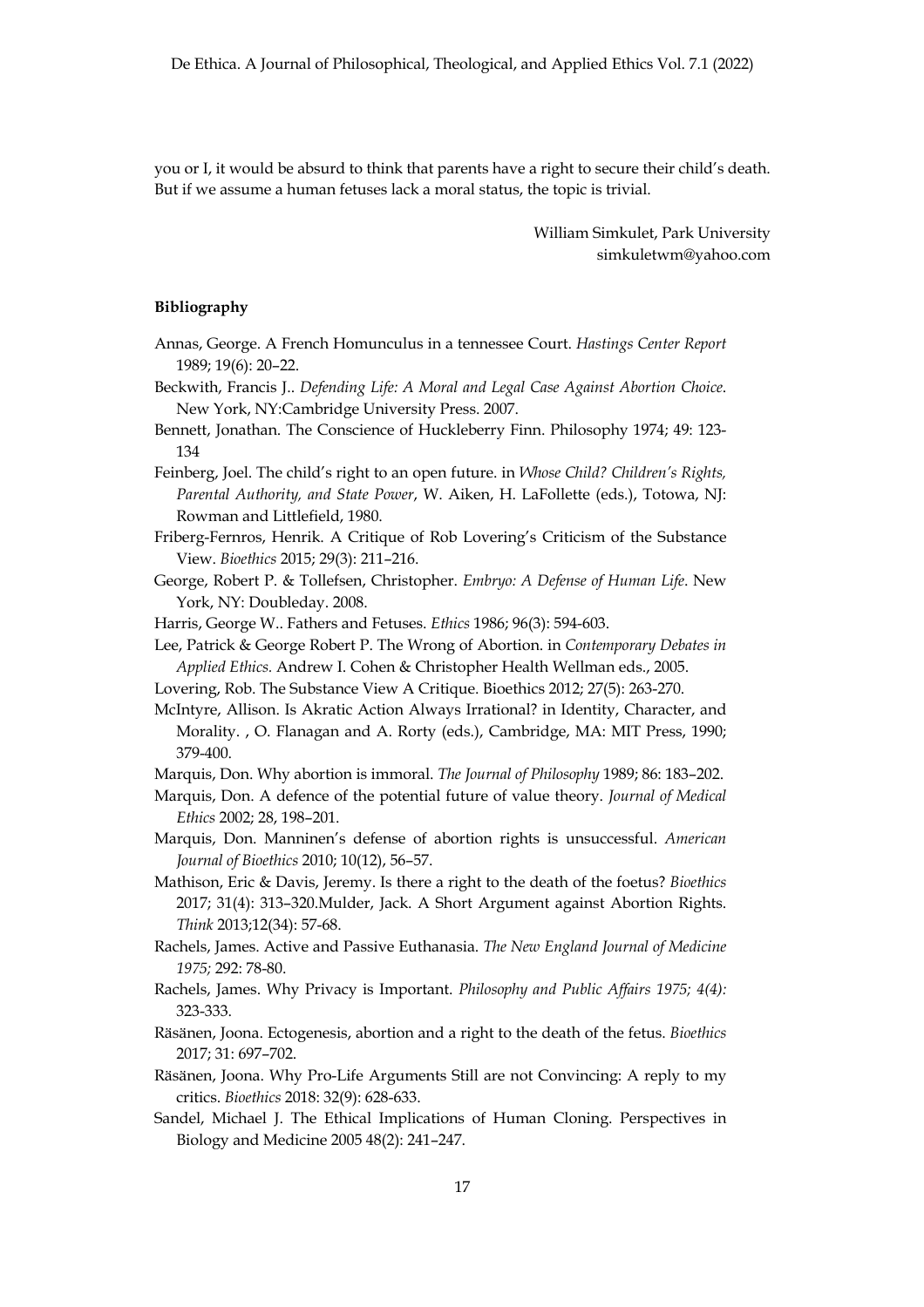you or I, it would be absurd to think that parents have a right to secure their child's death. But if we assume a human fetuses lack a moral status, the topic is trivial.

William Simkulet, Park University
simkuletwm@yahoo.com

**Bibliography**

Annas, George. A French Homunculus in a tennessee Court. *Hastings Center Report* 1989; 19(6): 20–22.

Beckwith, Francis J.. *Defending Life: A Moral and Legal Case Against Abortion Choice*. New York, NY:Cambridge University Press. 2007.

Bennett, Jonathan. The Conscience of Huckleberry Finn. Philosophy 1974; 49: 123-134

Feinberg, Joel. The child's right to an open future. in *Whose Child? Children's Rights, Parental Authority, and State Power*, W. Aiken, H. LaFollette (eds.), Totowa, NJ: Rowman and Littlefield, 1980.

Friberg-Fernros, Henrik. A Critique of Rob Lovering's Criticism of the Substance View. *Bioethics* 2015; 29(3): 211–216.

George, Robert P. & Tollefsen, Christopher. *Embryo: A Defense of Human Life*. New York, NY: Doubleday. 2008.

Harris, George W.. Fathers and Fetuses. *Ethics* 1986; 96(3): 594-603.

Lee, Patrick & George Robert P. The Wrong of Abortion. in *Contemporary Debates in Applied Ethics.* Andrew I. Cohen & Christopher Health Wellman eds., 2005.

Lovering, Rob. The Substance View A Critique. Bioethics 2012; 27(5): 263-270.

McIntyre, Allison. Is Akratic Action Always Irrational? in Identity, Character, and Morality. , O. Flanagan and A. Rorty (eds.), Cambridge, MA: MIT Press, 1990; 379-400.

Marquis, Don. Why abortion is immoral. *The Journal of Philosophy* 1989; 86: 183–202.

Marquis, Don. A defence of the potential future of value theory. *Journal of Medical Ethics* 2002; 28, 198–201.

Marquis, Don. Manninen's defense of abortion rights is unsuccessful. *American Journal of Bioethics* 2010; 10(12), 56–57.

Mathison, Eric & Davis, Jeremy. Is there a right to the death of the foetus? *Bioethics* 2017; 31(4): 313–320.Mulder, Jack. A Short Argument against Abortion Rights. *Think* 2013;12(34): 57-68.

Rachels, James. Active and Passive Euthanasia. *The New England Journal of Medicine 1975;* 292: 78-80.

Rachels, James. Why Privacy is Important. *Philosophy and Public Affairs 1975; 4(4):* 323-333.

Räsänen, Joona. Ectogenesis, abortion and a right to the death of the fetus. *Bioethics* 2017; 31: 697–702.

Räsänen, Joona. Why Pro-Life Arguments Still are not Convincing: A reply to my critics. *Bioethics* 2018: 32(9): 628-633.

Sandel, Michael J. The Ethical Implications of Human Cloning. Perspectives in Biology and Medicine 2005 48(2): 241–247.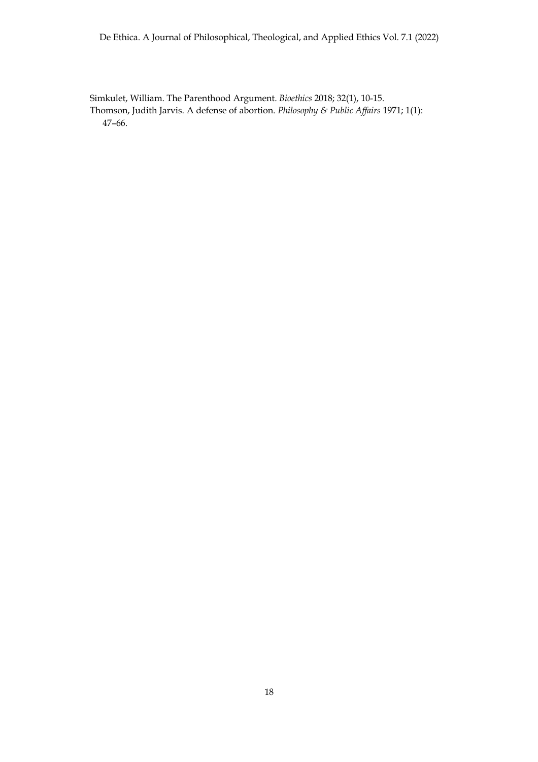Simkulet, William. The Parenthood Argument. *Bioethics* 2018; 32(1), 10-15.

Thomson, Judith Jarvis. A defense of abortion. *Philosophy & Public Affairs* 1971; 1(1): 47–66.